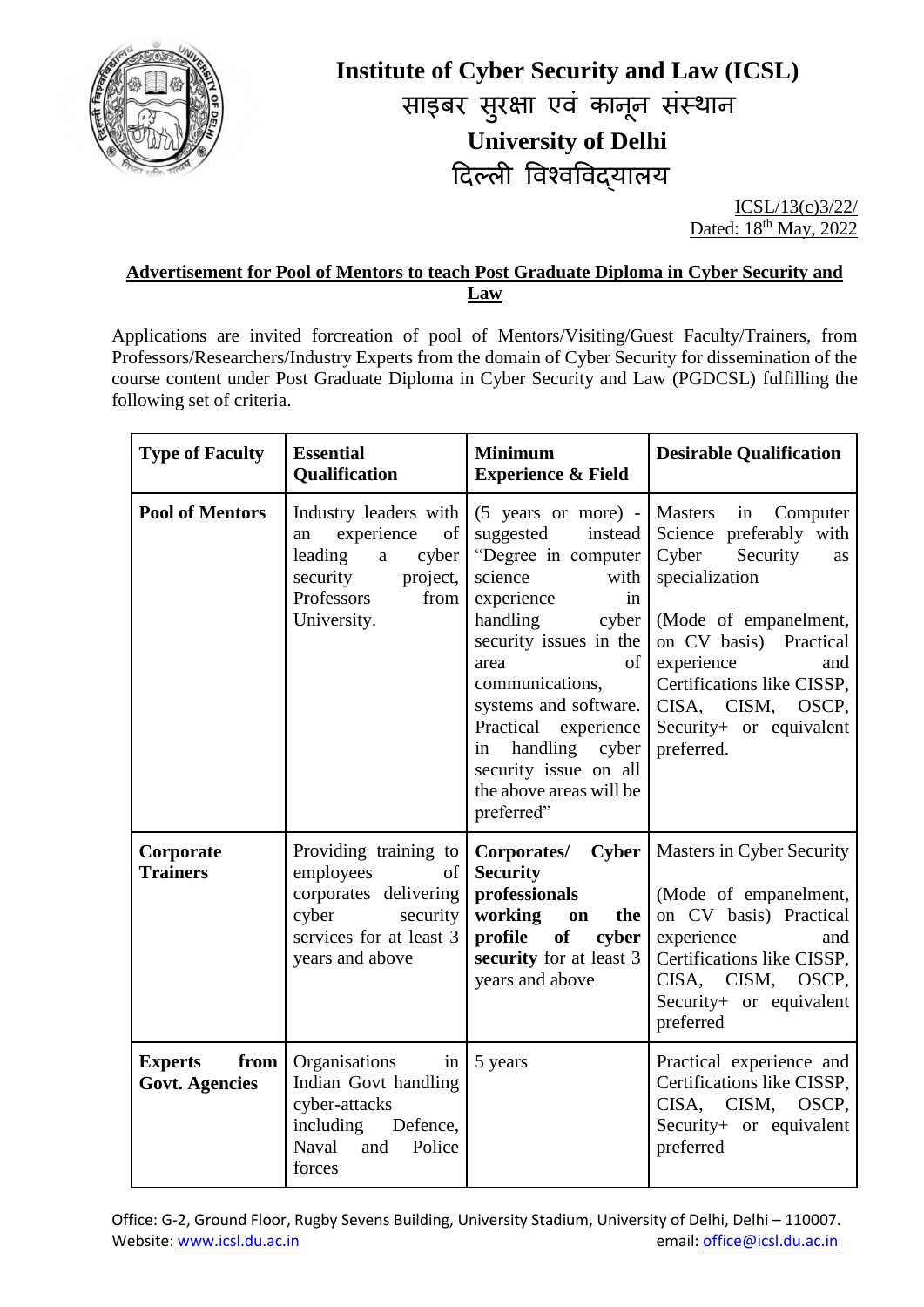# Institute of Cyber Security and Law (ICSL)

# साइबर सुरक्षा एवं कानून संस्थान

# University of Delhi

# दिल्ली विश्वविद्यालय

ICSL/13(c)3/22/
Dated: 18th May, 2022

**Advertisement for Pool of Mentors to teach Post Graduate Diploma in Cyber Security and Law**

Applications are invited forcreation of pool of Mentors/Visiting/Guest Faculty/Trainers, from Professors/Researchers/Industry Experts from the domain of Cyber Security for dissemination of the course content under Post Graduate Diploma in Cyber Security and Law (PGDCSL) fulfilling the following set of criteria.

| Type of Faculty | Essential Qualification | Minimum Experience & Field | Desirable Qualification |
|---|---|---|---|
| **Pool of Mentors** | Industry leaders with an experience of leading a cyber security project, Professors from University. | (5 years or more) - suggested instead "Degree in computer science with experience in handling cyber security issues in the area of communications, systems and software. Practical experience in handling cyber security issue on all the above areas will be preferred" | Masters in Computer Science preferably with Cyber Security as specialization<br><br>(Mode of empanelment, on CV basis) Practical experience and Certifications like CISSP, CISA, CISM, OSCP, Security+ or equivalent preferred. |
| **Corporate Trainers** | Providing training to employees of corporates delivering cyber security services for at least 3 years and above | **Corporates/ Cyber Security professionals working on the profile of cyber security** for at least 3 years and above | Masters in Cyber Security<br><br>(Mode of empanelment, on CV basis) Practical experience and Certifications like CISSP, CISA, CISM, OSCP, Security+ or equivalent preferred |
| **Experts from Govt. Agencies** | Organisations in Indian Govt handling cyber-attacks including Defence, Naval and Police forces | 5 years | Practical experience and Certifications like CISSP, CISA, CISM, OSCP, Security+ or equivalent preferred |

Office: G-2, Ground Floor, Rugby Sevens Building, University Stadium, University of Delhi, Delhi – 110007.
Website: www.icsl.du.ac.in email: office@icsl.du.ac.in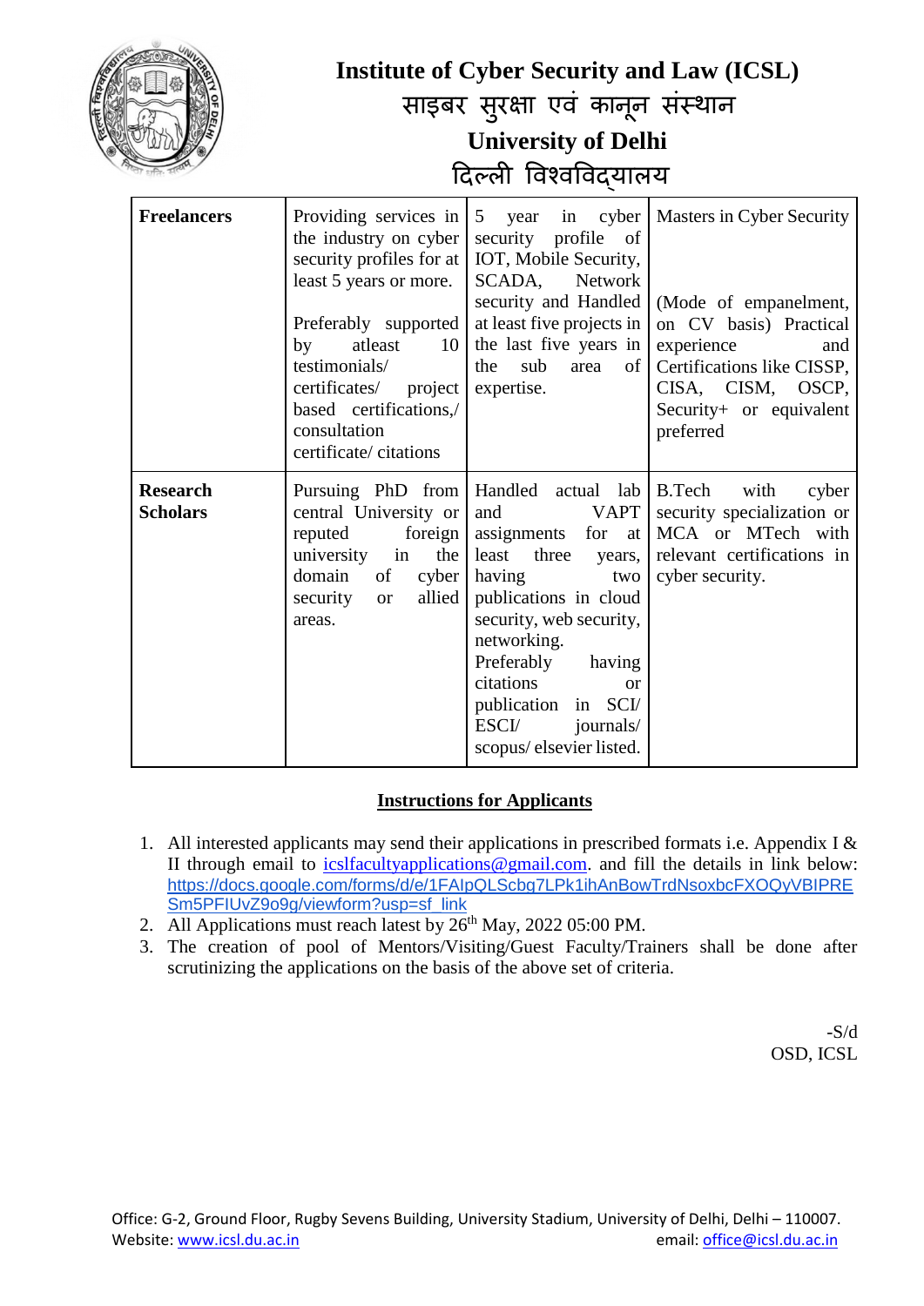# Institute of Cyber Security and Law (ICSL)

# साइबर सुरक्षा एवं कानून संस्थान

# University of Delhi

# दिल्ली विश्वविद्यालय

| | | | |
|---|---|---|---|
| **Freelancers** | Providing services in the industry on cyber security profiles for at least 5 years or more.<br><br>Preferably supported by atleast 10 testimonials/ certificates/ project based certifications,/ consultation certificate/ citations | 5 year in cyber security profile of IOT, Mobile Security, SCADA, Network security and Handled at least five projects in the last five years in the sub area of expertise. | Masters in Cyber Security<br><br>(Mode of empanelment, on CV basis) Practical experience and Certifications like CISSP, CISA, CISM, OSCP, Security+ or equivalent preferred |
| **Research Scholars** | Pursuing PhD from central University or reputed foreign university in the domain of cyber security or allied areas. | Handled actual lab and VAPT assignments for at least three years, having two publications in cloud security, web security, networking. Preferably having citations or publication in SCI/ ESCI/ journals/ scopus/ elsevier listed. | B.Tech with cyber security specialization or MCA or MTech with relevant certifications in cyber security. |

**Instructions for Applicants**

1. All interested applicants may send their applications in prescribed formats i.e. Appendix I & II through email to icslfacultyapplications@gmail.com. and fill the details in link below: https://docs.google.com/forms/d/e/1FAIpQLScbg7LPk1ihAnBowTrdNsoxbcFXOQyVBIPRESm5PFIUvZ9o9g/viewform?usp=sf_link
2. All Applications must reach latest by 26th May, 2022 05:00 PM.
3. The creation of pool of Mentors/Visiting/Guest Faculty/Trainers shall be done after scrutinizing the applications on the basis of the above set of criteria.

-S/d
OSD, ICSL

Office: G-2, Ground Floor, Rugby Sevens Building, University Stadium, University of Delhi, Delhi – 110007.
Website: www.icsl.du.ac.in email: office@icsl.du.ac.in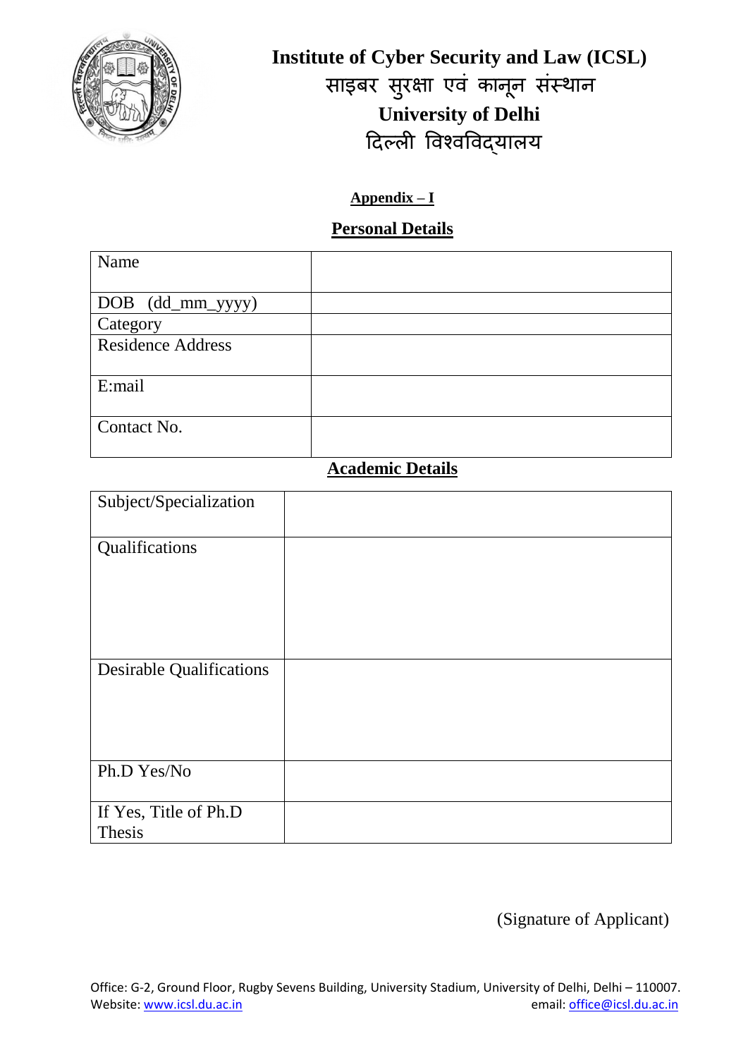# Institute of Cyber Security and Law (ICSL)
# साइबर सुरक्षा एवं कानून संस्थान
# University of Delhi
# दिल्ली विश्वविद्यालय

**Appendix – I**

## Personal Details

| Name | |
|---|---|
| DOB (dd_mm_yyyy) | |
| Category | |
| Residence Address | |
| E:mail | |
| Contact No. | |

## Academic Details

| Subject/Specialization | |
|---|---|
| Qualifications | |
| Desirable Qualifications | |
| Ph.D Yes/No | |
| If Yes, Title of Ph.D Thesis | |

(Signature of Applicant)

Office: G-2, Ground Floor, Rugby Sevens Building, University Stadium, University of Delhi, Delhi – 110007.
Website: www.icsl.du.ac.in email: office@icsl.du.ac.in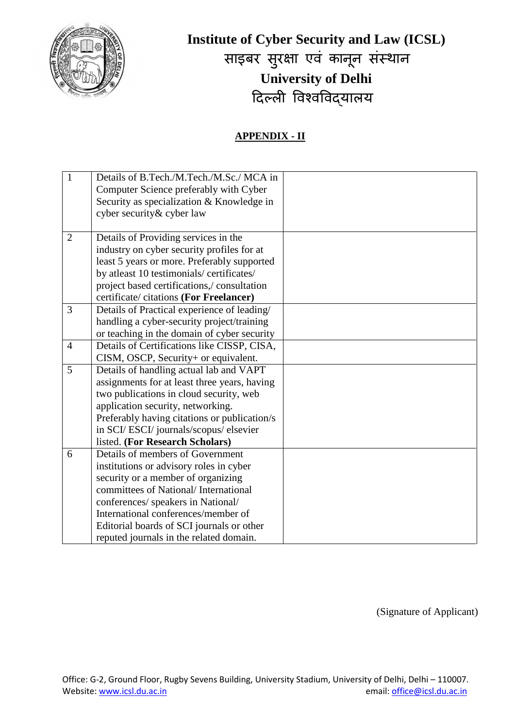# Institute of Cyber Security and Law (ICSL)
# साइबर सुरक्षा एवं कानून संस्थान
# University of Delhi
# दिल्ली विश्वविद्यालय

## APPENDIX - II

| | | |
|---|---|---|
| 1 | Details of B.Tech./M.Tech./M.Sc./ MCA in Computer Science preferably with Cyber Security as specialization & Knowledge in cyber security& cyber law | |
| 2 | Details of Providing services in the industry on cyber security profiles for at least 5 years or more. Preferably supported by atleast 10 testimonials/ certificates/ project based certifications,/ consultation certificate/ citations **(For Freelancer)** | |
| 3 | Details of Practical experience of leading/ handling a cyber-security project/training or teaching in the domain of cyber security | |
| 4 | Details of Certifications like CISSP, CISA, CISM, OSCP, Security+ or equivalent. | |
| 5 | Details of handling actual lab and VAPT assignments for at least three years, having two publications in cloud security, web application security, networking. Preferably having citations or publication/s in SCI/ ESCI/ journals/scopus/ elsevier listed. **(For Research Scholars)** | |
| 6 | Details of members of Government institutions or advisory roles in cyber security or a member of organizing committees of National/ International conferences/ speakers in National/ International conferences/member of Editorial boards of SCI journals or other reputed journals in the related domain. | |

(Signature of Applicant)

Office: G-2, Ground Floor, Rugby Sevens Building, University Stadium, University of Delhi, Delhi – 110007.
Website: www.icsl.du.ac.in email: office@icsl.du.ac.in